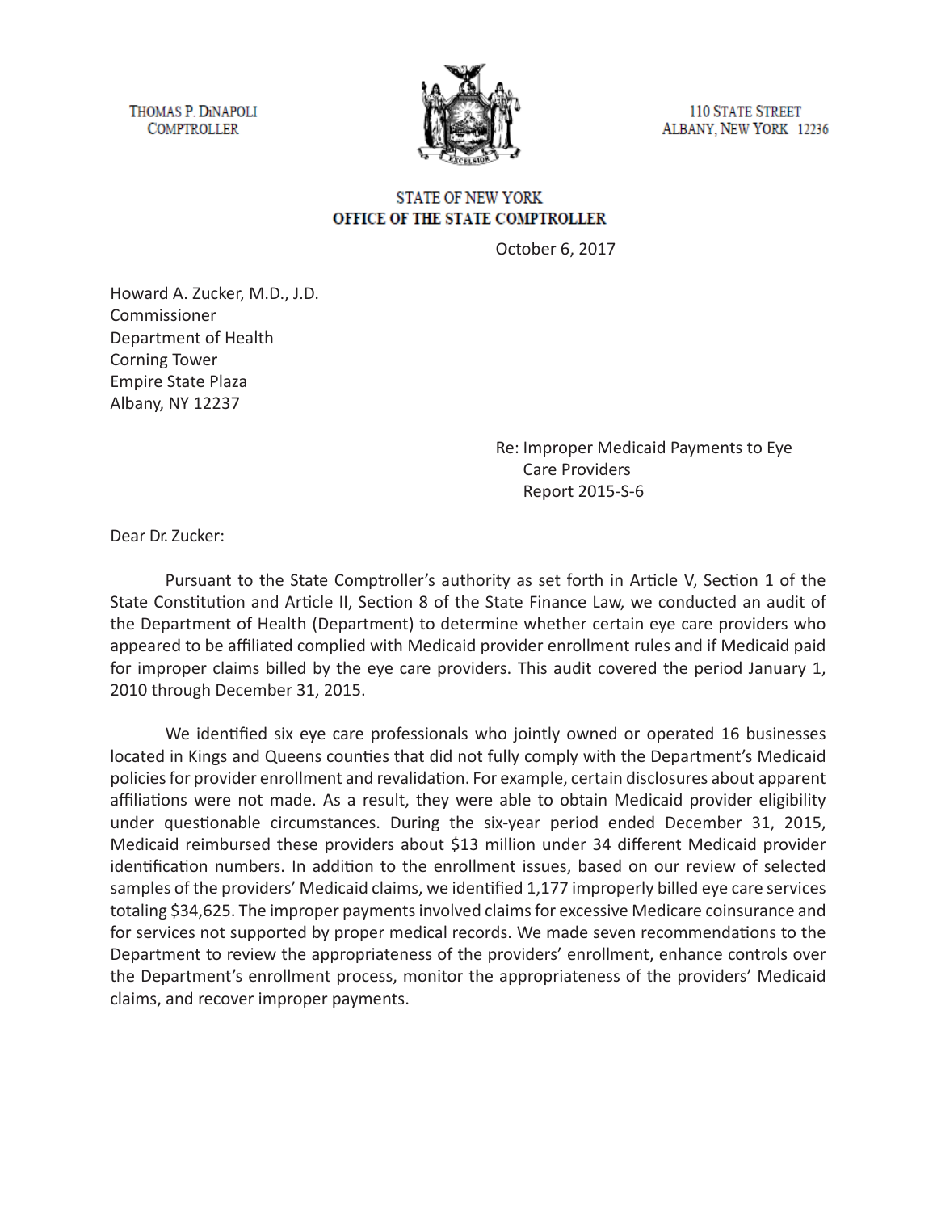THOMAS P. DiNAPOLI
COMPTROLLER

110 STATE STREET
ALBANY, NEW YORK 12236

STATE OF NEW YORK
**OFFICE OF THE STATE COMPTROLLER**

October 6, 2017

Howard A. Zucker, M.D., J.D.
Commissioner
Department of Health
Corning Tower
Empire State Plaza
Albany, NY 12237

Re: Improper Medicaid Payments to Eye Care Providers
Report 2015-S-6

Dear Dr. Zucker:

Pursuant to the State Comptroller's authority as set forth in Article V, Section 1 of the State Constitution and Article II, Section 8 of the State Finance Law, we conducted an audit of the Department of Health (Department) to determine whether certain eye care providers who appeared to be affiliated complied with Medicaid provider enrollment rules and if Medicaid paid for improper claims billed by the eye care providers. This audit covered the period January 1, 2010 through December 31, 2015.

We identified six eye care professionals who jointly owned or operated 16 businesses located in Kings and Queens counties that did not fully comply with the Department's Medicaid policies for provider enrollment and revalidation. For example, certain disclosures about apparent affiliations were not made. As a result, they were able to obtain Medicaid provider eligibility under questionable circumstances. During the six-year period ended December 31, 2015, Medicaid reimbursed these providers about $13 million under 34 different Medicaid provider identification numbers. In addition to the enrollment issues, based on our review of selected samples of the providers' Medicaid claims, we identified 1,177 improperly billed eye care services totaling $34,625. The improper payments involved claims for excessive Medicare coinsurance and for services not supported by proper medical records. We made seven recommendations to the Department to review the appropriateness of the providers' enrollment, enhance controls over the Department's enrollment process, monitor the appropriateness of the providers' Medicaid claims, and recover improper payments.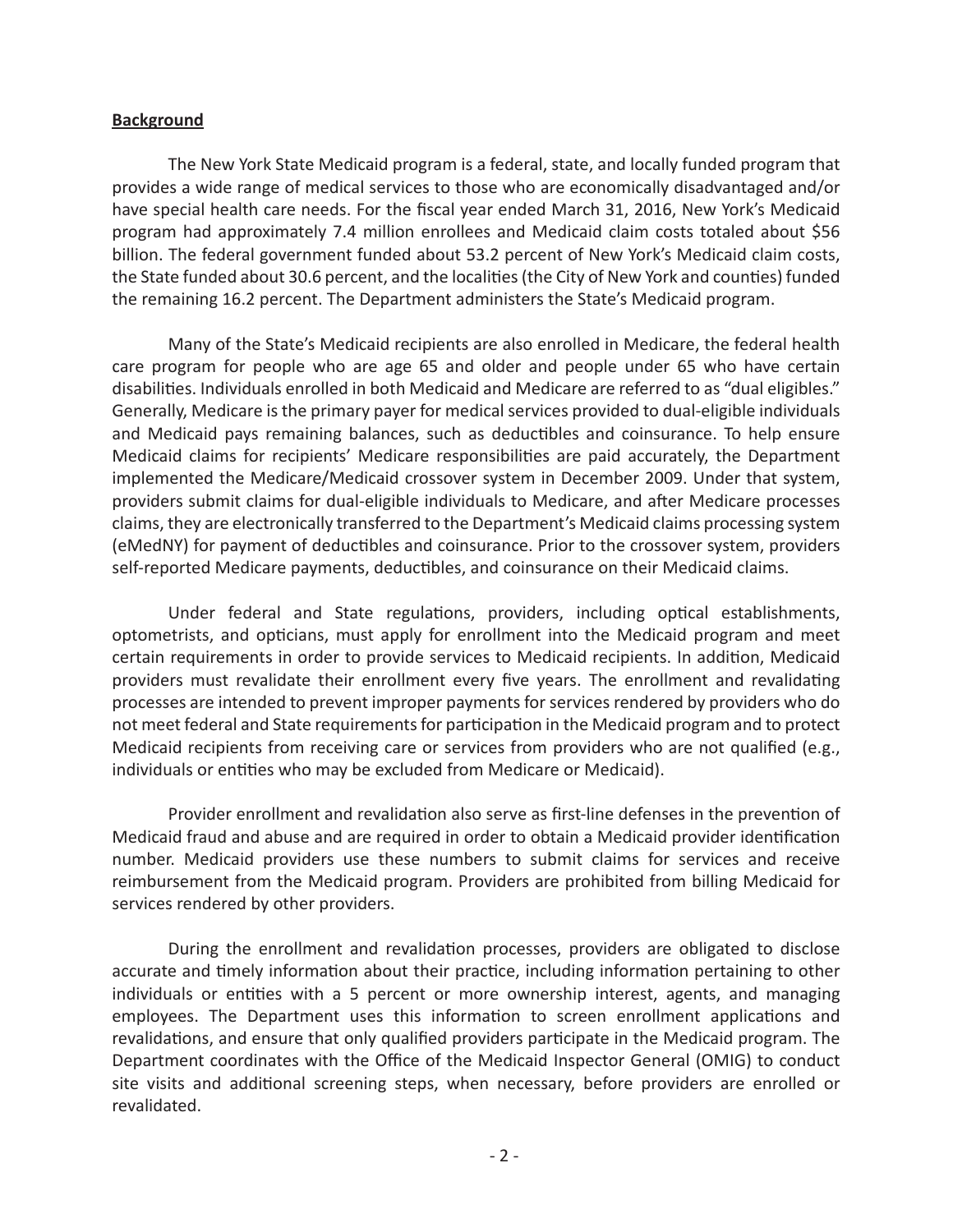## Background

The New York State Medicaid program is a federal, state, and locally funded program that provides a wide range of medical services to those who are economically disadvantaged and/or have special health care needs. For the fiscal year ended March 31, 2016, New York's Medicaid program had approximately 7.4 million enrollees and Medicaid claim costs totaled about $56 billion. The federal government funded about 53.2 percent of New York's Medicaid claim costs, the State funded about 30.6 percent, and the localities (the City of New York and counties) funded the remaining 16.2 percent. The Department administers the State's Medicaid program.

Many of the State's Medicaid recipients are also enrolled in Medicare, the federal health care program for people who are age 65 and older and people under 65 who have certain disabilities. Individuals enrolled in both Medicaid and Medicare are referred to as "dual eligibles." Generally, Medicare is the primary payer for medical services provided to dual-eligible individuals and Medicaid pays remaining balances, such as deductibles and coinsurance. To help ensure Medicaid claims for recipients' Medicare responsibilities are paid accurately, the Department implemented the Medicare/Medicaid crossover system in December 2009. Under that system, providers submit claims for dual-eligible individuals to Medicare, and after Medicare processes claims, they are electronically transferred to the Department's Medicaid claims processing system (eMedNY) for payment of deductibles and coinsurance. Prior to the crossover system, providers self-reported Medicare payments, deductibles, and coinsurance on their Medicaid claims.

Under federal and State regulations, providers, including optical establishments, optometrists, and opticians, must apply for enrollment into the Medicaid program and meet certain requirements in order to provide services to Medicaid recipients. In addition, Medicaid providers must revalidate their enrollment every five years. The enrollment and revalidating processes are intended to prevent improper payments for services rendered by providers who do not meet federal and State requirements for participation in the Medicaid program and to protect Medicaid recipients from receiving care or services from providers who are not qualified (e.g., individuals or entities who may be excluded from Medicare or Medicaid).

Provider enrollment and revalidation also serve as first-line defenses in the prevention of Medicaid fraud and abuse and are required in order to obtain a Medicaid provider identification number. Medicaid providers use these numbers to submit claims for services and receive reimbursement from the Medicaid program. Providers are prohibited from billing Medicaid for services rendered by other providers.

During the enrollment and revalidation processes, providers are obligated to disclose accurate and timely information about their practice, including information pertaining to other individuals or entities with a 5 percent or more ownership interest, agents, and managing employees. The Department uses this information to screen enrollment applications and revalidations, and ensure that only qualified providers participate in the Medicaid program. The Department coordinates with the Office of the Medicaid Inspector General (OMIG) to conduct site visits and additional screening steps, when necessary, before providers are enrolled or revalidated.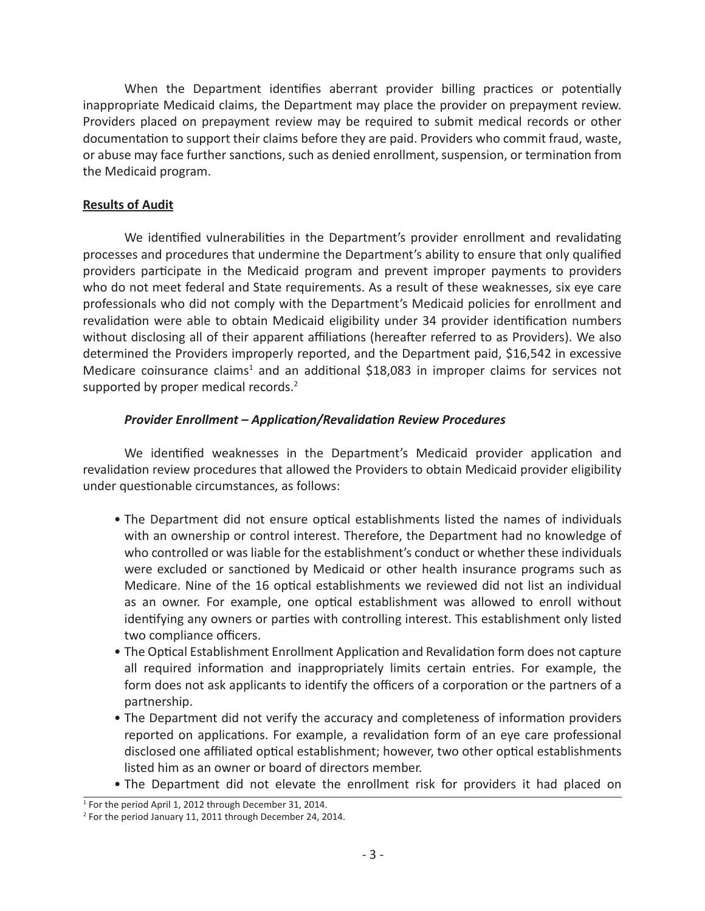When the Department identifies aberrant provider billing practices or potentially inappropriate Medicaid claims, the Department may place the provider on prepayment review. Providers placed on prepayment review may be required to submit medical records or other documentation to support their claims before they are paid. Providers who commit fraud, waste, or abuse may face further sanctions, such as denied enrollment, suspension, or termination from the Medicaid program.

**Results of Audit**

We identified vulnerabilities in the Department's provider enrollment and revalidating processes and procedures that undermine the Department's ability to ensure that only qualified providers participate in the Medicaid program and prevent improper payments to providers who do not meet federal and State requirements. As a result of these weaknesses, six eye care professionals who did not comply with the Department's Medicaid policies for enrollment and revalidation were able to obtain Medicaid eligibility under 34 provider identification numbers without disclosing all of their apparent affiliations (hereafter referred to as Providers). We also determined the Providers improperly reported, and the Department paid, $16,542 in excessive Medicare coinsurance claims[1] and an additional $18,083 in improper claims for services not supported by proper medical records.[2]

***Provider Enrollment – Application/Revalidation Review Procedures***

We identified weaknesses in the Department's Medicaid provider application and revalidation review procedures that allowed the Providers to obtain Medicaid provider eligibility under questionable circumstances, as follows:

- The Department did not ensure optical establishments listed the names of individuals with an ownership or control interest. Therefore, the Department had no knowledge of who controlled or was liable for the establishment's conduct or whether these individuals were excluded or sanctioned by Medicaid or other health insurance programs such as Medicare. Nine of the 16 optical establishments we reviewed did not list an individual as an owner. For example, one optical establishment was allowed to enroll without identifying any owners or parties with controlling interest. This establishment only listed two compliance officers.
- The Optical Establishment Enrollment Application and Revalidation form does not capture all required information and inappropriately limits certain entries. For example, the form does not ask applicants to identify the officers of a corporation or the partners of a partnership.
- The Department did not verify the accuracy and completeness of information providers reported on applications. For example, a revalidation form of an eye care professional disclosed one affiliated optical establishment; however, two other optical establishments listed him as an owner or board of directors member.
- The Department did not elevate the enrollment risk for providers it had placed on

[1] For the period April 1, 2012 through December 31, 2014.

[2] For the period January 11, 2011 through December 24, 2014.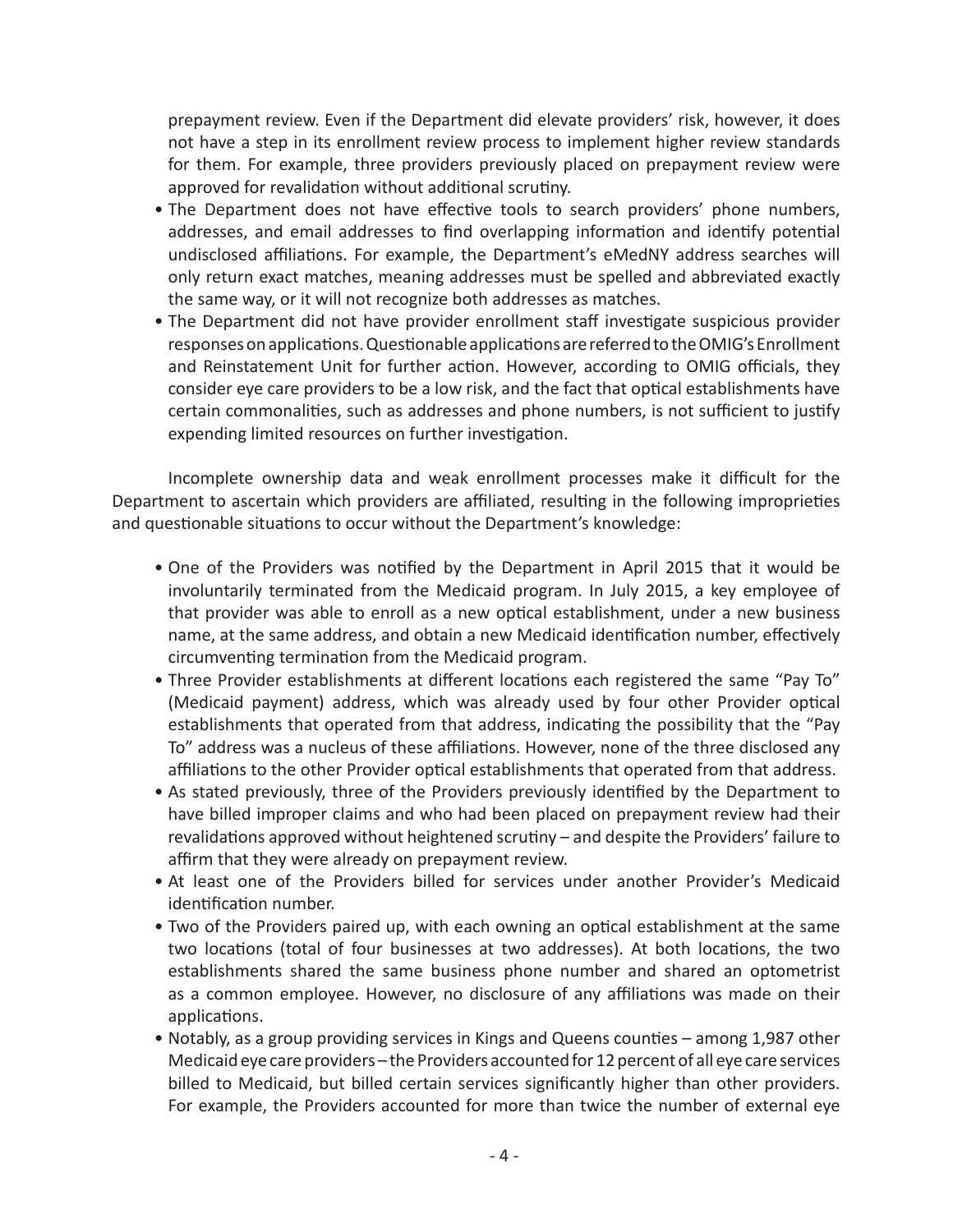prepayment review. Even if the Department did elevate providers' risk, however, it does not have a step in its enrollment review process to implement higher review standards for them. For example, three providers previously placed on prepayment review were approved for revalidation without additional scrutiny.

- The Department does not have effective tools to search providers' phone numbers, addresses, and email addresses to find overlapping information and identify potential undisclosed affiliations. For example, the Department's eMedNY address searches will only return exact matches, meaning addresses must be spelled and abbreviated exactly the same way, or it will not recognize both addresses as matches.
- The Department did not have provider enrollment staff investigate suspicious provider responses on applications. Questionable applications are referred to the OMIG's Enrollment and Reinstatement Unit for further action. However, according to OMIG officials, they consider eye care providers to be a low risk, and the fact that optical establishments have certain commonalities, such as addresses and phone numbers, is not sufficient to justify expending limited resources on further investigation.

Incomplete ownership data and weak enrollment processes make it difficult for the Department to ascertain which providers are affiliated, resulting in the following improprieties and questionable situations to occur without the Department's knowledge:

- One of the Providers was notified by the Department in April 2015 that it would be involuntarily terminated from the Medicaid program. In July 2015, a key employee of that provider was able to enroll as a new optical establishment, under a new business name, at the same address, and obtain a new Medicaid identification number, effectively circumventing termination from the Medicaid program.
- Three Provider establishments at different locations each registered the same "Pay To" (Medicaid payment) address, which was already used by four other Provider optical establishments that operated from that address, indicating the possibility that the "Pay To" address was a nucleus of these affiliations. However, none of the three disclosed any affiliations to the other Provider optical establishments that operated from that address.
- As stated previously, three of the Providers previously identified by the Department to have billed improper claims and who had been placed on prepayment review had their revalidations approved without heightened scrutiny – and despite the Providers' failure to affirm that they were already on prepayment review.
- At least one of the Providers billed for services under another Provider's Medicaid identification number.
- Two of the Providers paired up, with each owning an optical establishment at the same two locations (total of four businesses at two addresses). At both locations, the two establishments shared the same business phone number and shared an optometrist as a common employee. However, no disclosure of any affiliations was made on their applications.
- Notably, as a group providing services in Kings and Queens counties – among 1,987 other Medicaid eye care providers – the Providers accounted for 12 percent of all eye care services billed to Medicaid, but billed certain services significantly higher than other providers. For example, the Providers accounted for more than twice the number of external eye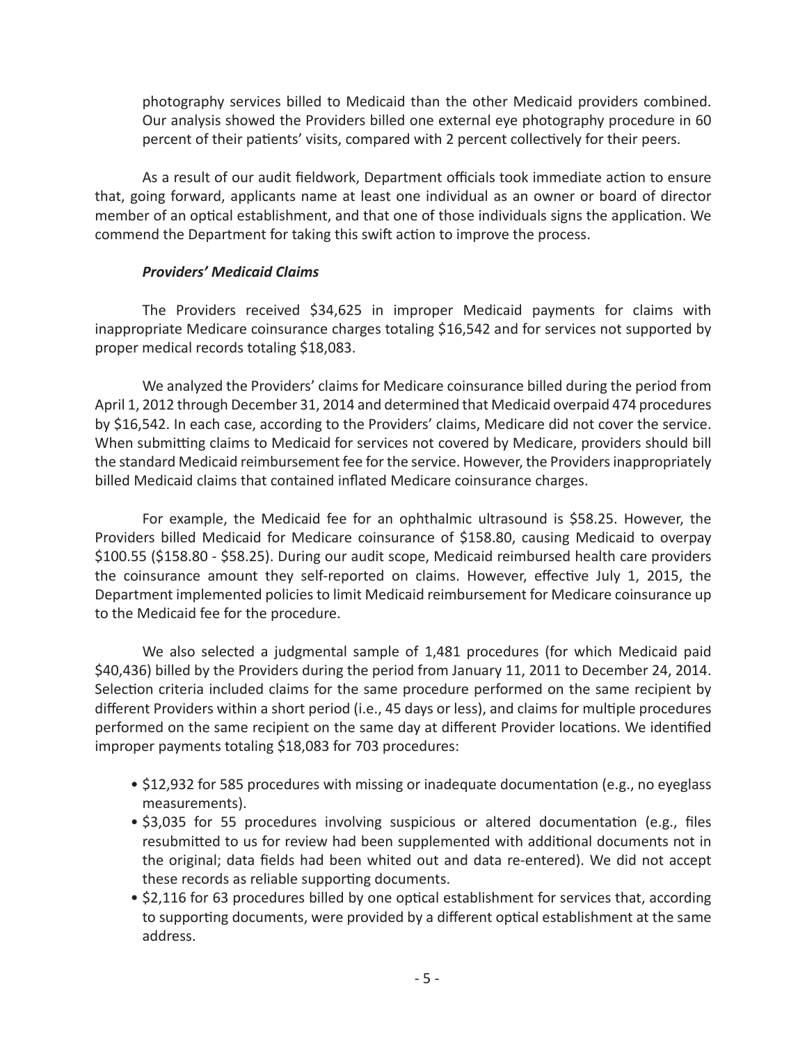photography services billed to Medicaid than the other Medicaid providers combined. Our analysis showed the Providers billed one external eye photography procedure in 60 percent of their patients' visits, compared with 2 percent collectively for their peers.

As a result of our audit fieldwork, Department officials took immediate action to ensure that, going forward, applicants name at least one individual as an owner or board of director member of an optical establishment, and that one of those individuals signs the application. We commend the Department for taking this swift action to improve the process.

### *Providers' Medicaid Claims*

The Providers received $34,625 in improper Medicaid payments for claims with inappropriate Medicare coinsurance charges totaling $16,542 and for services not supported by proper medical records totaling $18,083.

We analyzed the Providers' claims for Medicare coinsurance billed during the period from April 1, 2012 through December 31, 2014 and determined that Medicaid overpaid 474 procedures by $16,542. In each case, according to the Providers' claims, Medicare did not cover the service. When submitting claims to Medicaid for services not covered by Medicare, providers should bill the standard Medicaid reimbursement fee for the service. However, the Providers inappropriately billed Medicaid claims that contained inflated Medicare coinsurance charges.

For example, the Medicaid fee for an ophthalmic ultrasound is $58.25. However, the Providers billed Medicaid for Medicare coinsurance of $158.80, causing Medicaid to overpay $100.55 ($158.80 - $58.25). During our audit scope, Medicaid reimbursed health care providers the coinsurance amount they self-reported on claims. However, effective July 1, 2015, the Department implemented policies to limit Medicaid reimbursement for Medicare coinsurance up to the Medicaid fee for the procedure.

We also selected a judgmental sample of 1,481 procedures (for which Medicaid paid $40,436) billed by the Providers during the period from January 11, 2011 to December 24, 2014. Selection criteria included claims for the same procedure performed on the same recipient by different Providers within a short period (i.e., 45 days or less), and claims for multiple procedures performed on the same recipient on the same day at different Provider locations. We identified improper payments totaling $18,083 for 703 procedures:

- $12,932 for 585 procedures with missing or inadequate documentation (e.g., no eyeglass measurements).
- $3,035 for 55 procedures involving suspicious or altered documentation (e.g., files resubmitted to us for review had been supplemented with additional documents not in the original; data fields had been whited out and data re-entered). We did not accept these records as reliable supporting documents.
- $2,116 for 63 procedures billed by one optical establishment for services that, according to supporting documents, were provided by a different optical establishment at the same address.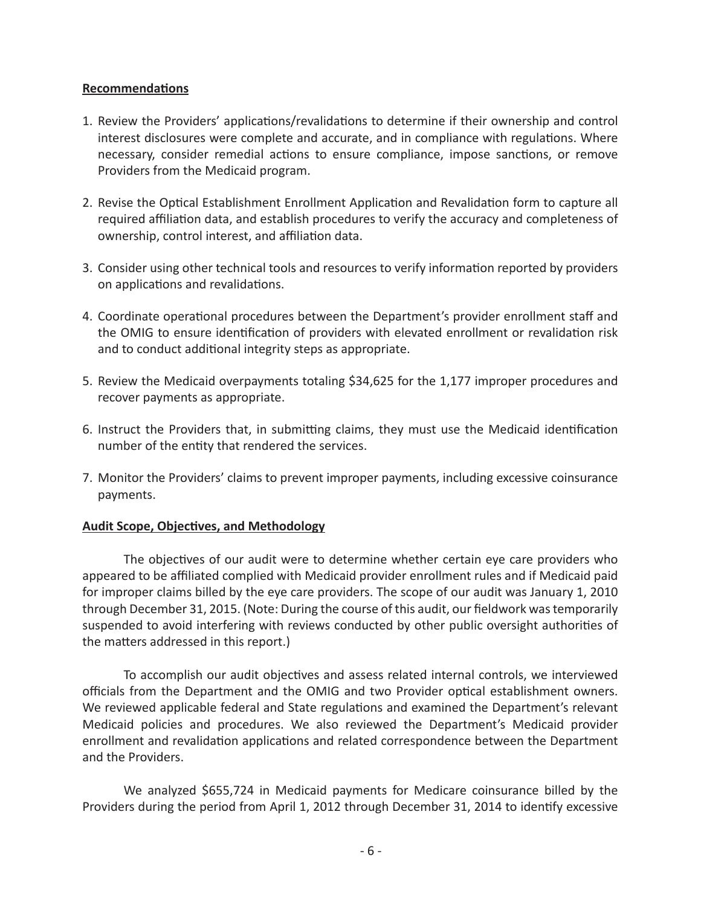**Recommendations**

1. Review the Providers' applications/revalidations to determine if their ownership and control interest disclosures were complete and accurate, and in compliance with regulations. Where necessary, consider remedial actions to ensure compliance, impose sanctions, or remove Providers from the Medicaid program.

2. Revise the Optical Establishment Enrollment Application and Revalidation form to capture all required affiliation data, and establish procedures to verify the accuracy and completeness of ownership, control interest, and affiliation data.

3. Consider using other technical tools and resources to verify information reported by providers on applications and revalidations.

4. Coordinate operational procedures between the Department's provider enrollment staff and the OMIG to ensure identification of providers with elevated enrollment or revalidation risk and to conduct additional integrity steps as appropriate.

5. Review the Medicaid overpayments totaling $34,625 for the 1,177 improper procedures and recover payments as appropriate.

6. Instruct the Providers that, in submitting claims, they must use the Medicaid identification number of the entity that rendered the services.

7. Monitor the Providers' claims to prevent improper payments, including excessive coinsurance payments.

**Audit Scope, Objectives, and Methodology**

The objectives of our audit were to determine whether certain eye care providers who appeared to be affiliated complied with Medicaid provider enrollment rules and if Medicaid paid for improper claims billed by the eye care providers. The scope of our audit was January 1, 2010 through December 31, 2015. (Note: During the course of this audit, our fieldwork was temporarily suspended to avoid interfering with reviews conducted by other public oversight authorities of the matters addressed in this report.)

To accomplish our audit objectives and assess related internal controls, we interviewed officials from the Department and the OMIG and two Provider optical establishment owners. We reviewed applicable federal and State regulations and examined the Department's relevant Medicaid policies and procedures. We also reviewed the Department's Medicaid provider enrollment and revalidation applications and related correspondence between the Department and the Providers.

We analyzed $655,724 in Medicaid payments for Medicare coinsurance billed by the Providers during the period from April 1, 2012 through December 31, 2014 to identify excessive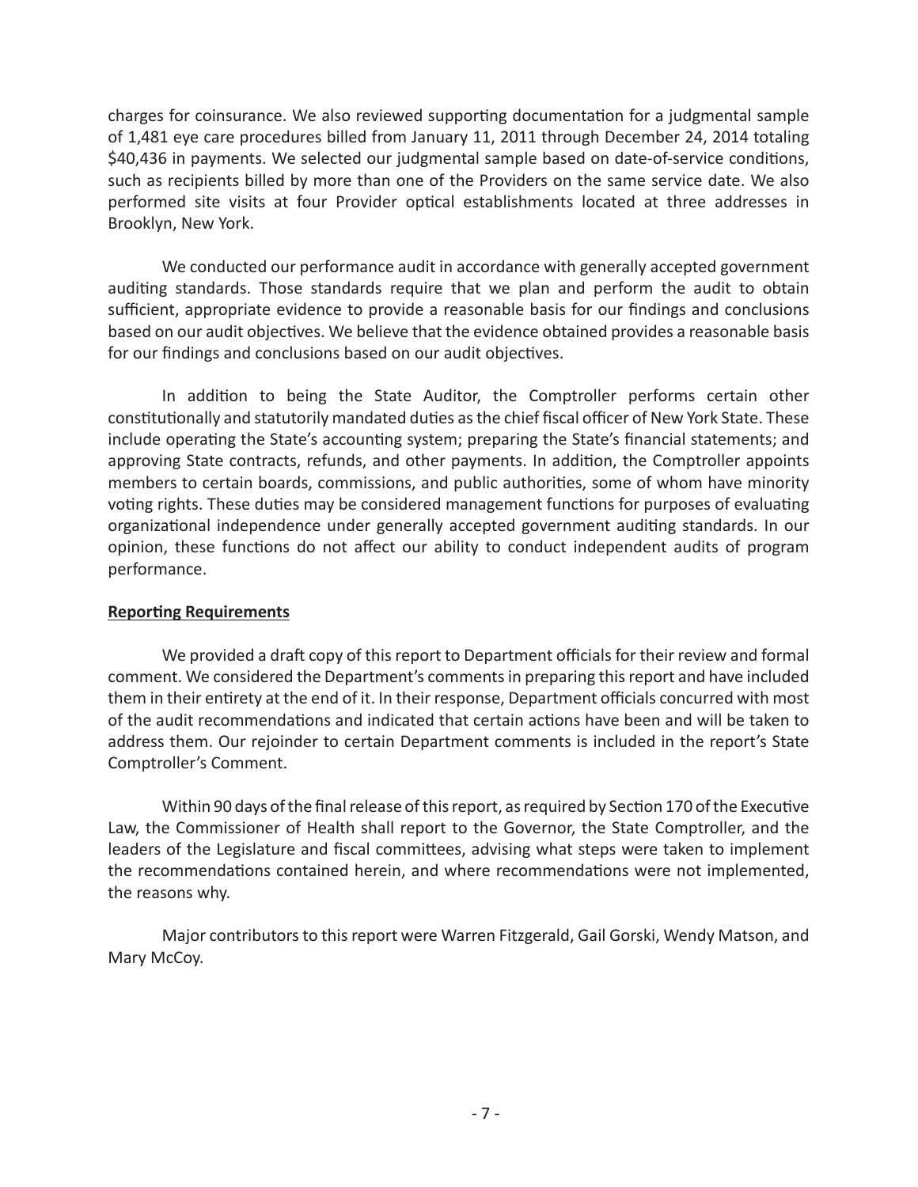charges for coinsurance. We also reviewed supporting documentation for a judgmental sample of 1,481 eye care procedures billed from January 11, 2011 through December 24, 2014 totaling $40,436 in payments. We selected our judgmental sample based on date-of-service conditions, such as recipients billed by more than one of the Providers on the same service date. We also performed site visits at four Provider optical establishments located at three addresses in Brooklyn, New York.

We conducted our performance audit in accordance with generally accepted government auditing standards. Those standards require that we plan and perform the audit to obtain sufficient, appropriate evidence to provide a reasonable basis for our findings and conclusions based on our audit objectives. We believe that the evidence obtained provides a reasonable basis for our findings and conclusions based on our audit objectives.

In addition to being the State Auditor, the Comptroller performs certain other constitutionally and statutorily mandated duties as the chief fiscal officer of New York State. These include operating the State's accounting system; preparing the State's financial statements; and approving State contracts, refunds, and other payments. In addition, the Comptroller appoints members to certain boards, commissions, and public authorities, some of whom have minority voting rights. These duties may be considered management functions for purposes of evaluating organizational independence under generally accepted government auditing standards. In our opinion, these functions do not affect our ability to conduct independent audits of program performance.

## Reporting Requirements

We provided a draft copy of this report to Department officials for their review and formal comment. We considered the Department's comments in preparing this report and have included them in their entirety at the end of it. In their response, Department officials concurred with most of the audit recommendations and indicated that certain actions have been and will be taken to address them. Our rejoinder to certain Department comments is included in the report's State Comptroller's Comment.

Within 90 days of the final release of this report, as required by Section 170 of the Executive Law, the Commissioner of Health shall report to the Governor, the State Comptroller, and the leaders of the Legislature and fiscal committees, advising what steps were taken to implement the recommendations contained herein, and where recommendations were not implemented, the reasons why.

Major contributors to this report were Warren Fitzgerald, Gail Gorski, Wendy Matson, and Mary McCoy.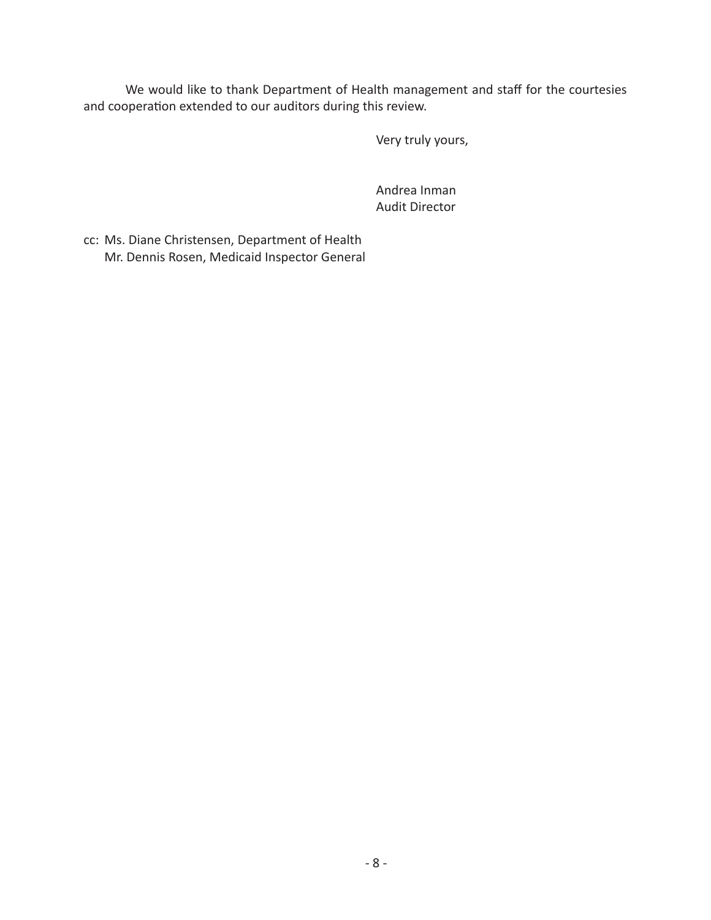We would like to thank Department of Health management and staff for the courtesies and cooperation extended to our auditors during this review.

Very truly yours,

Andrea Inman
Audit Director

cc: Ms. Diane Christensen, Department of Health
Mr. Dennis Rosen, Medicaid Inspector General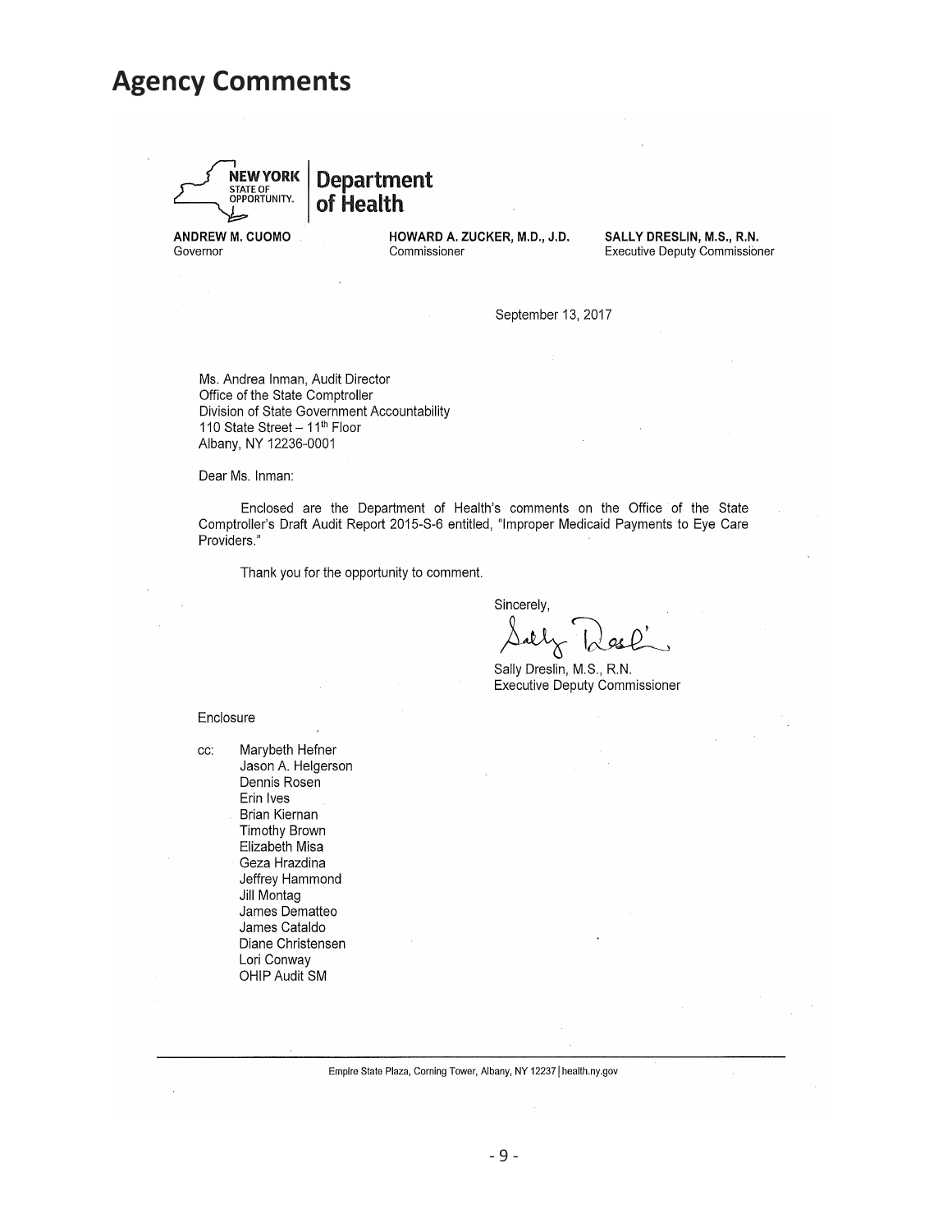# Agency Comments

**NEW YORK** STATE OF OPPORTUNITY. | **Department of Health**

**ANDREW M. CUOMO**
Governor

**HOWARD A. ZUCKER, M.D., J.D.**
Commissioner

**SALLY DRESLIN, M.S., R.N.**
Executive Deputy Commissioner

September 13, 2017

Ms. Andrea Inman, Audit Director
Office of the State Comptroller
Division of State Government Accountability
110 State Street – 11th Floor
Albany, NY 12236-0001

Dear Ms. Inman:

Enclosed are the Department of Health's comments on the Office of the State Comptroller's Draft Audit Report 2015-S-6 entitled, "Improper Medicaid Payments to Eye Care Providers."

Thank you for the opportunity to comment.

Sincerely,

Sally Dreslin, M.S., R.N.
Executive Deputy Commissioner

Enclosure

cc: Marybeth Hefner
Jason A. Helgerson
Dennis Rosen
Erin Ives
Brian Kiernan
Timothy Brown
Elizabeth Misa
Geza Hrazdina
Jeffrey Hammond
Jill Montag
James Dematteo
James Cataldo
Diane Christensen
Lori Conway
OHIP Audit SM

Empire State Plaza, Corning Tower, Albany, NY 12237 | health.ny.gov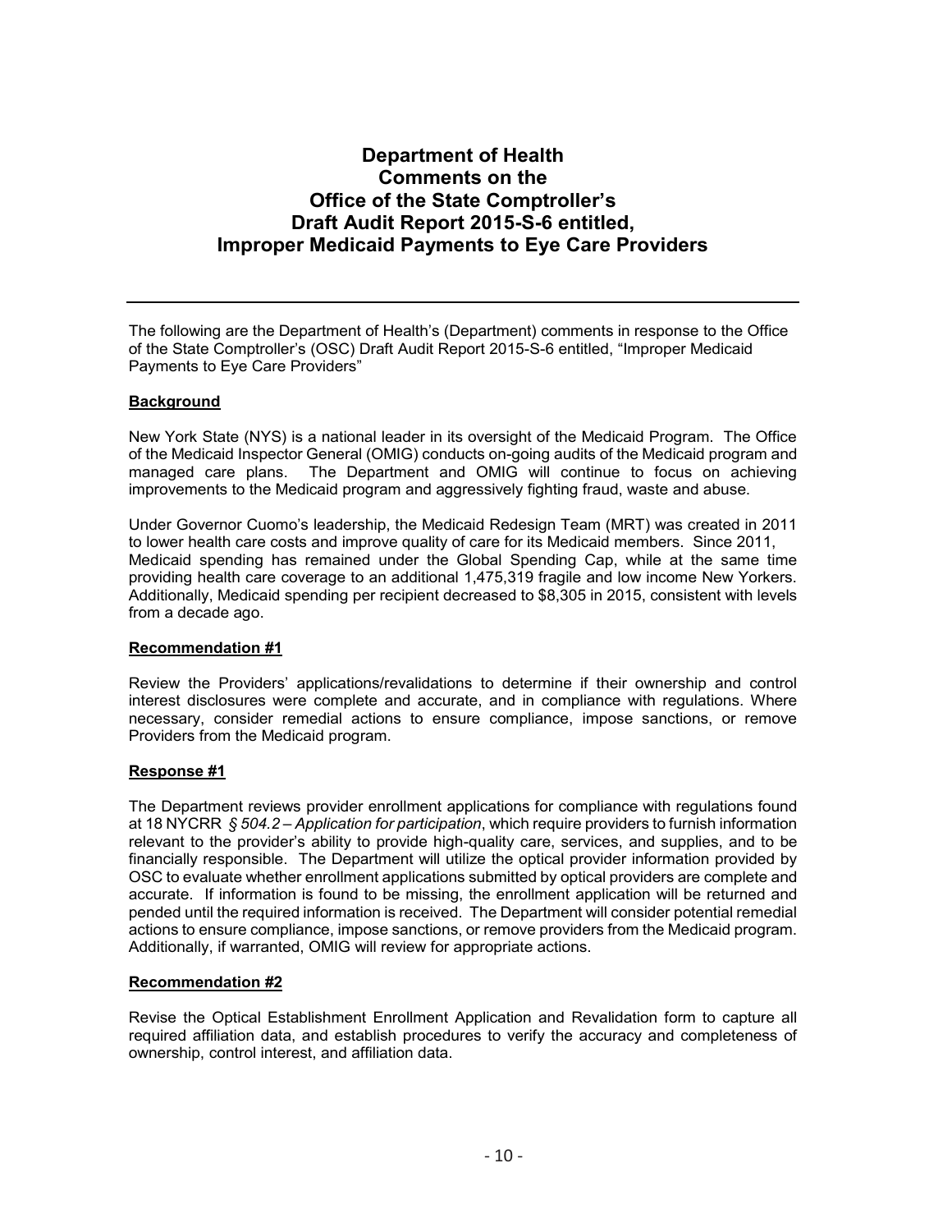# Department of Health Comments on the Office of the State Comptroller's Draft Audit Report 2015-S-6 entitled, Improper Medicaid Payments to Eye Care Providers

---

The following are the Department of Health's (Department) comments in response to the Office of the State Comptroller's (OSC) Draft Audit Report 2015-S-6 entitled, "Improper Medicaid Payments to Eye Care Providers"

## Background

New York State (NYS) is a national leader in its oversight of the Medicaid Program. The Office of the Medicaid Inspector General (OMIG) conducts on-going audits of the Medicaid program and managed care plans. The Department and OMIG will continue to focus on achieving improvements to the Medicaid program and aggressively fighting fraud, waste and abuse.

Under Governor Cuomo's leadership, the Medicaid Redesign Team (MRT) was created in 2011 to lower health care costs and improve quality of care for its Medicaid members. Since 2011, Medicaid spending has remained under the Global Spending Cap, while at the same time providing health care coverage to an additional 1,475,319 fragile and low income New Yorkers. Additionally, Medicaid spending per recipient decreased to $8,305 in 2015, consistent with levels from a decade ago.

## Recommendation #1

Review the Providers' applications/revalidations to determine if their ownership and control interest disclosures were complete and accurate, and in compliance with regulations. Where necessary, consider remedial actions to ensure compliance, impose sanctions, or remove Providers from the Medicaid program.

## Response #1

The Department reviews provider enrollment applications for compliance with regulations found at 18 NYCRR *§ 504.2 – Application for participation*, which require providers to furnish information relevant to the provider's ability to provide high-quality care, services, and supplies, and to be financially responsible. The Department will utilize the optical provider information provided by OSC to evaluate whether enrollment applications submitted by optical providers are complete and accurate. If information is found to be missing, the enrollment application will be returned and pended until the required information is received. The Department will consider potential remedial actions to ensure compliance, impose sanctions, or remove providers from the Medicaid program. Additionally, if warranted, OMIG will review for appropriate actions.

## Recommendation #2

Revise the Optical Establishment Enrollment Application and Revalidation form to capture all required affiliation data, and establish procedures to verify the accuracy and completeness of ownership, control interest, and affiliation data.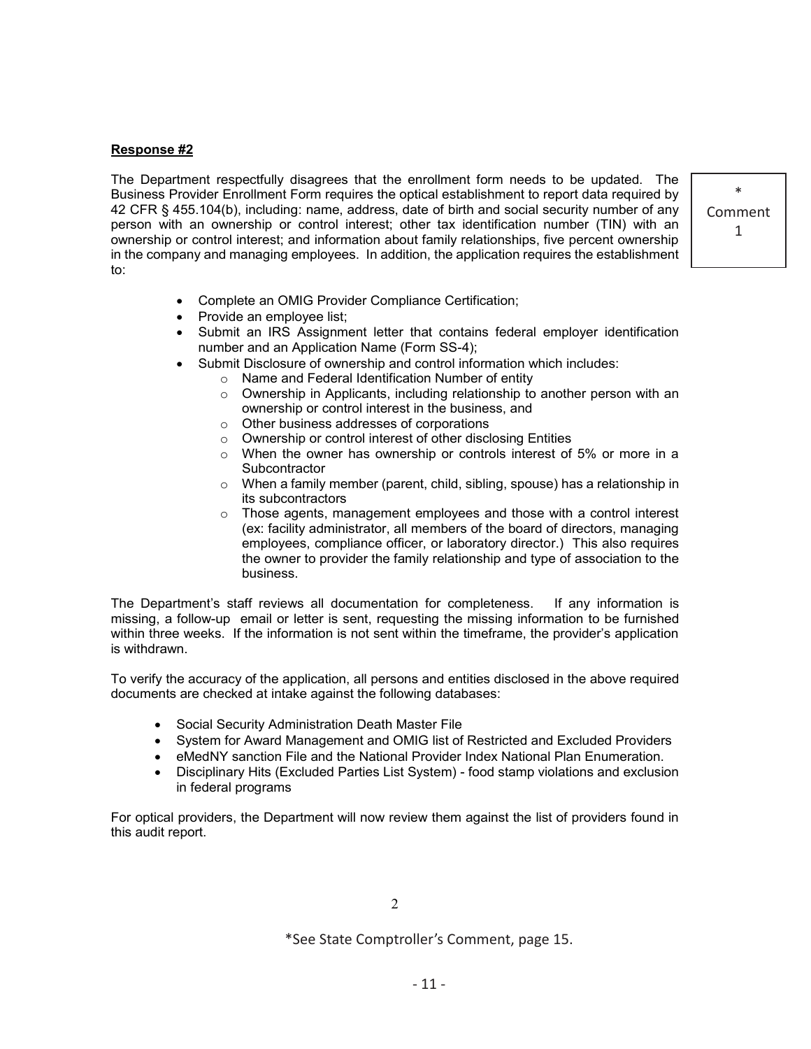**Response #2**

The Department respectfully disagrees that the enrollment form needs to be updated. The Business Provider Enrollment Form requires the optical establishment to report data required by 42 CFR § 455.104(b), including: name, address, date of birth and social security number of any person with an ownership or control interest; other tax identification number (TIN) with an ownership or control interest; and information about family relationships, five percent ownership in the company and managing employees. In addition, the application requires the establishment to:

\* Comment 1

- Complete an OMIG Provider Compliance Certification;
- Provide an employee list;
- Submit an IRS Assignment letter that contains federal employer identification number and an Application Name (Form SS-4);
- Submit Disclosure of ownership and control information which includes:
  - Name and Federal Identification Number of entity
  - Ownership in Applicants, including relationship to another person with an ownership or control interest in the business, and
  - Other business addresses of corporations
  - Ownership or control interest of other disclosing Entities
  - When the owner has ownership or controls interest of 5% or more in a Subcontractor
  - When a family member (parent, child, sibling, spouse) has a relationship in its subcontractors
  - Those agents, management employees and those with a control interest (ex: facility administrator, all members of the board of directors, managing employees, compliance officer, or laboratory director.) This also requires the owner to provider the family relationship and type of association to the business.

The Department's staff reviews all documentation for completeness. If any information is missing, a follow-up email or letter is sent, requesting the missing information to be furnished within three weeks. If the information is not sent within the timeframe, the provider's application is withdrawn.

To verify the accuracy of the application, all persons and entities disclosed in the above required documents are checked at intake against the following databases:

- Social Security Administration Death Master File
- System for Award Management and OMIG list of Restricted and Excluded Providers
- eMedNY sanction File and the National Provider Index National Plan Enumeration.
- Disciplinary Hits (Excluded Parties List System) - food stamp violations and exclusion in federal programs

For optical providers, the Department will now review them against the list of providers found in this audit report.

\*See State Comptroller's Comment, page 15.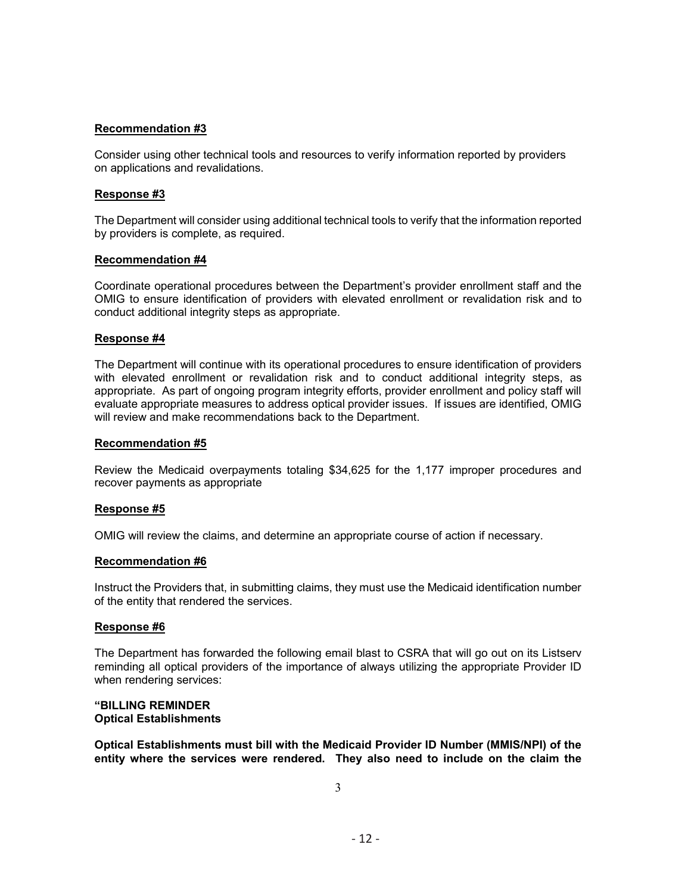**Recommendation #3**

Consider using other technical tools and resources to verify information reported by providers on applications and revalidations.

**Response #3**

The Department will consider using additional technical tools to verify that the information reported by providers is complete, as required.

**Recommendation #4**

Coordinate operational procedures between the Department's provider enrollment staff and the OMIG to ensure identification of providers with elevated enrollment or revalidation risk and to conduct additional integrity steps as appropriate.

**Response #4**

The Department will continue with its operational procedures to ensure identification of providers with elevated enrollment or revalidation risk and to conduct additional integrity steps, as appropriate. As part of ongoing program integrity efforts, provider enrollment and policy staff will evaluate appropriate measures to address optical provider issues. If issues are identified, OMIG will review and make recommendations back to the Department.

**Recommendation #5**

Review the Medicaid overpayments totaling $34,625 for the 1,177 improper procedures and recover payments as appropriate

**Response #5**

OMIG will review the claims, and determine an appropriate course of action if necessary.

**Recommendation #6**

Instruct the Providers that, in submitting claims, they must use the Medicaid identification number of the entity that rendered the services.

**Response #6**

The Department has forwarded the following email blast to CSRA that will go out on its Listserv reminding all optical providers of the importance of always utilizing the appropriate Provider ID when rendering services:

**"BILLING REMINDER**
**Optical Establishments**

**Optical Establishments must bill with the Medicaid Provider ID Number (MMIS/NPI) of the entity where the services were rendered. They also need to include on the claim the**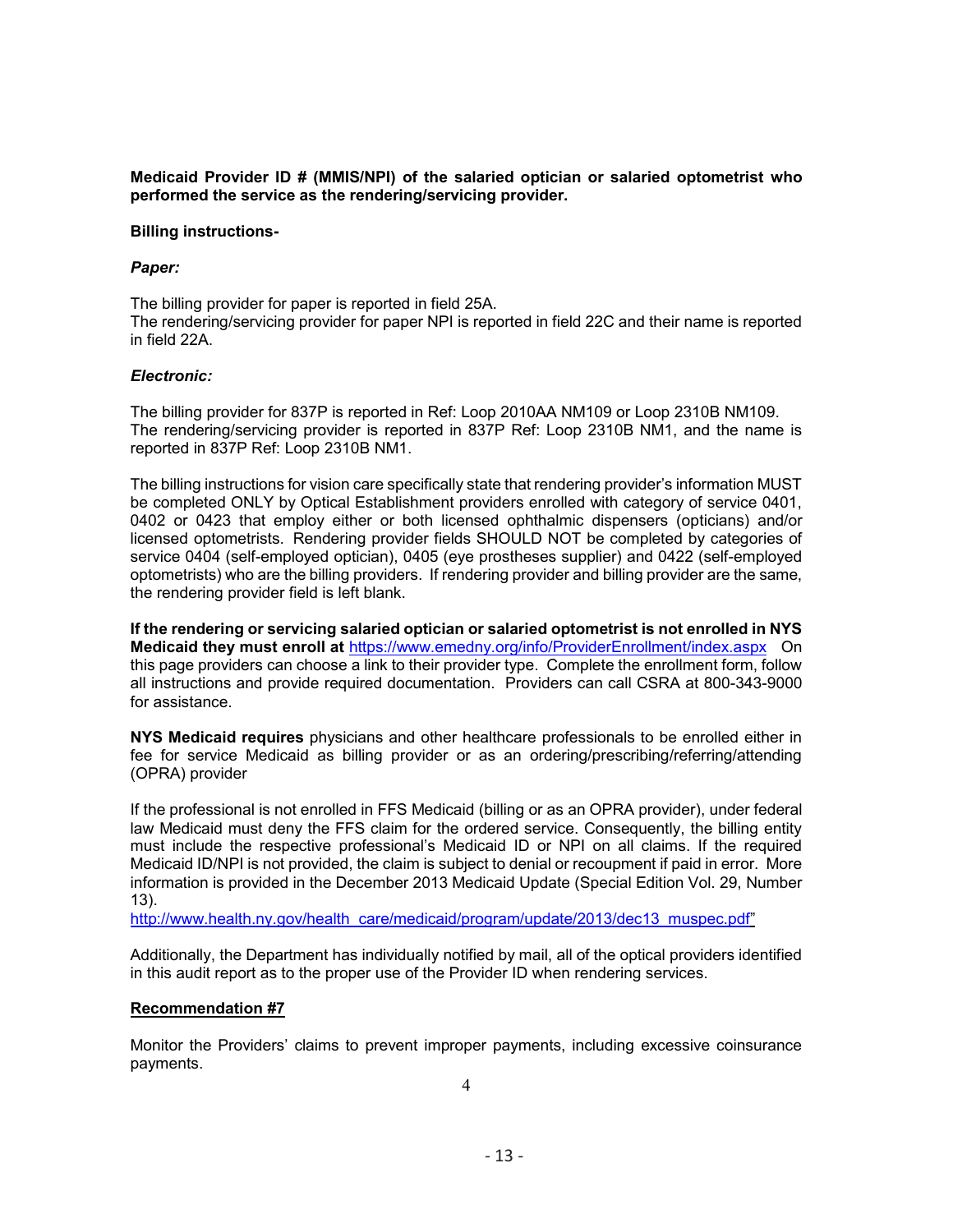**Medicaid Provider ID # (MMIS/NPI) of the salaried optician or salaried optometrist who performed the service as the rendering/servicing provider.**

**Billing instructions-**

***Paper:***

The billing provider for paper is reported in field 25A.
The rendering/servicing provider for paper NPI is reported in field 22C and their name is reported in field 22A.

***Electronic:***

The billing provider for 837P is reported in Ref: Loop 2010AA NM109 or Loop 2310B NM109.
The rendering/servicing provider is reported in 837P Ref: Loop 2310B NM1, and the name is reported in 837P Ref: Loop 2310B NM1.

The billing instructions for vision care specifically state that rendering provider's information MUST be completed ONLY by Optical Establishment providers enrolled with category of service 0401, 0402 or 0423 that employ either or both licensed ophthalmic dispensers (opticians) and/or licensed optometrists. Rendering provider fields SHOULD NOT be completed by categories of service 0404 (self-employed optician), 0405 (eye prostheses supplier) and 0422 (self-employed optometrists) who are the billing providers. If rendering provider and billing provider are the same, the rendering provider field is left blank.

**If the rendering or servicing salaried optician or salaried optometrist is not enrolled in NYS Medicaid they must enroll at** https://www.emedny.org/info/ProviderEnrollment/index.aspx On this page providers can choose a link to their provider type. Complete the enrollment form, follow all instructions and provide required documentation. Providers can call CSRA at 800-343-9000 for assistance.

**NYS Medicaid requires** physicians and other healthcare professionals to be enrolled either in fee for service Medicaid as billing provider or as an ordering/prescribing/referring/attending (OPRA) provider

If the professional is not enrolled in FFS Medicaid (billing or as an OPRA provider), under federal law Medicaid must deny the FFS claim for the ordered service. Consequently, the billing entity must include the respective professional's Medicaid ID or NPI on all claims. If the required Medicaid ID/NPI is not provided, the claim is subject to denial or recoupment if paid in error. More information is provided in the December 2013 Medicaid Update (Special Edition Vol. 29, Number 13).
http://www.health.ny.gov/health_care/medicaid/program/update/2013/dec13_muspec.pdf"

Additionally, the Department has individually notified by mail, all of the optical providers identified in this audit report as to the proper use of the Provider ID when rendering services.

**Recommendation #7**

Monitor the Providers' claims to prevent improper payments, including excessive coinsurance payments.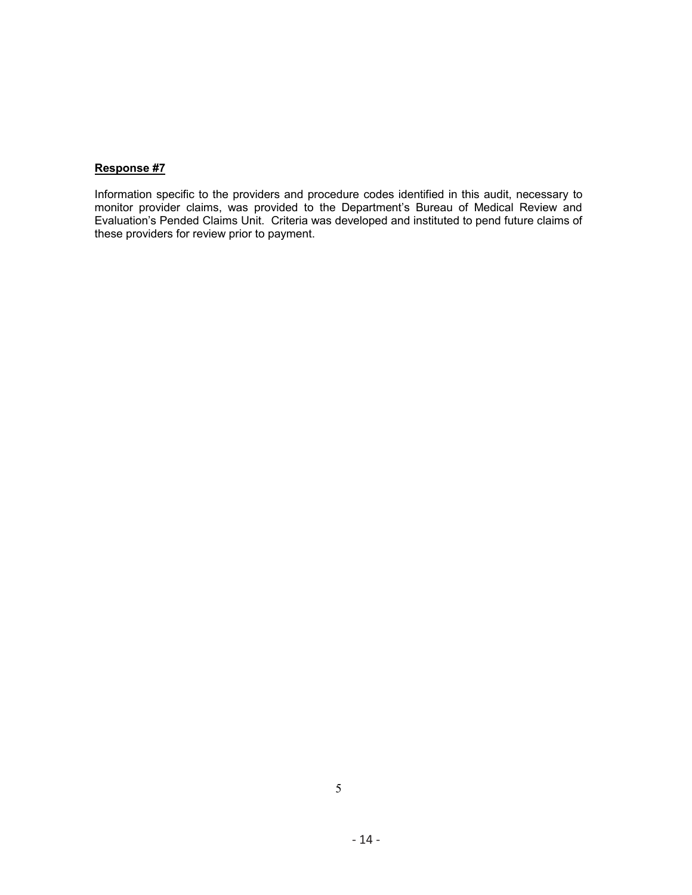**Response #7**

Information specific to the providers and procedure codes identified in this audit, necessary to monitor provider claims, was provided to the Department's Bureau of Medical Review and Evaluation's Pended Claims Unit. Criteria was developed and instituted to pend future claims of these providers for review prior to payment.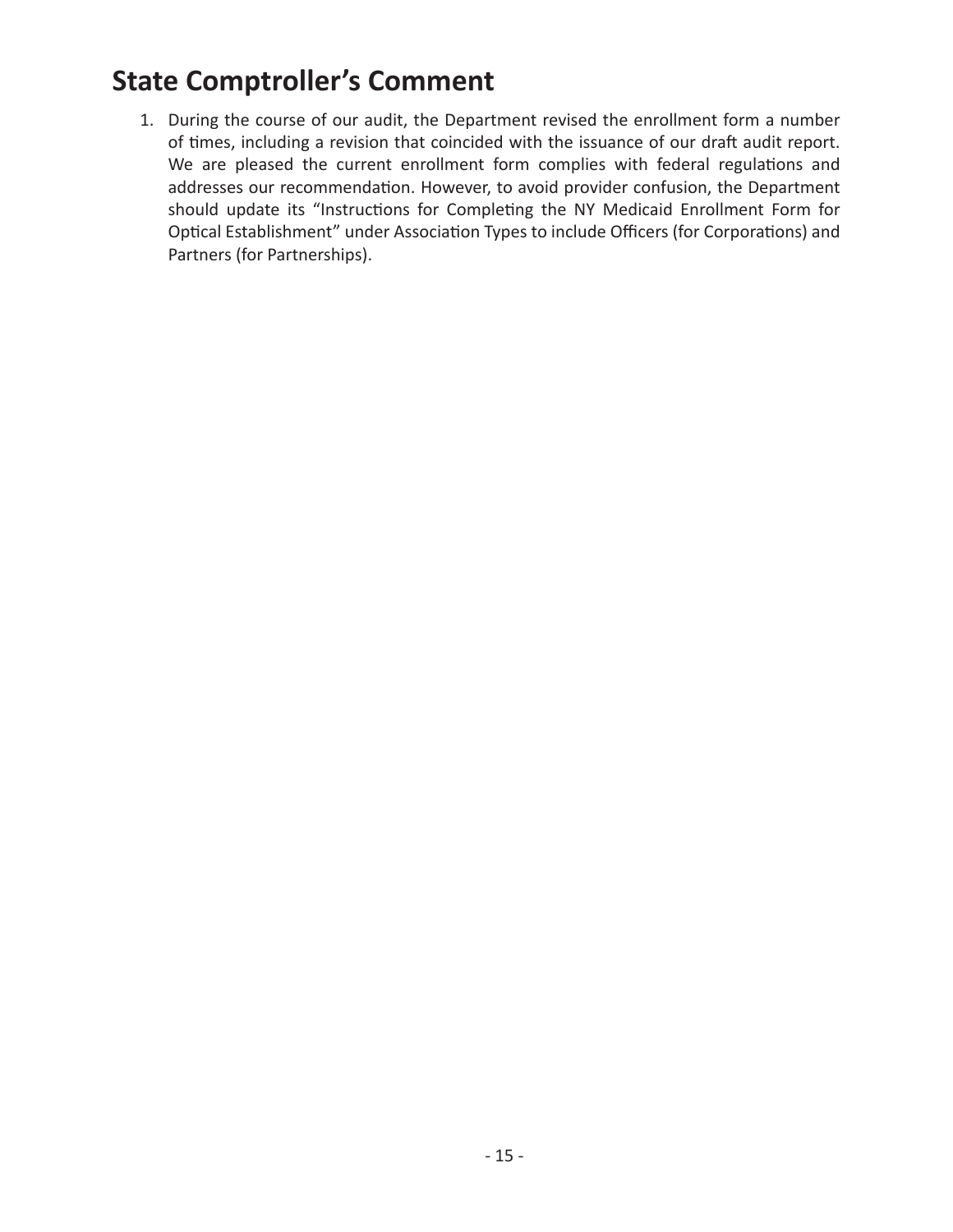## State Comptroller's Comment

1. During the course of our audit, the Department revised the enrollment form a number of times, including a revision that coincided with the issuance of our draft audit report. We are pleased the current enrollment form complies with federal regulations and addresses our recommendation. However, to avoid provider confusion, the Department should update its "Instructions for Completing the NY Medicaid Enrollment Form for Optical Establishment" under Association Types to include Officers (for Corporations) and Partners (for Partnerships).